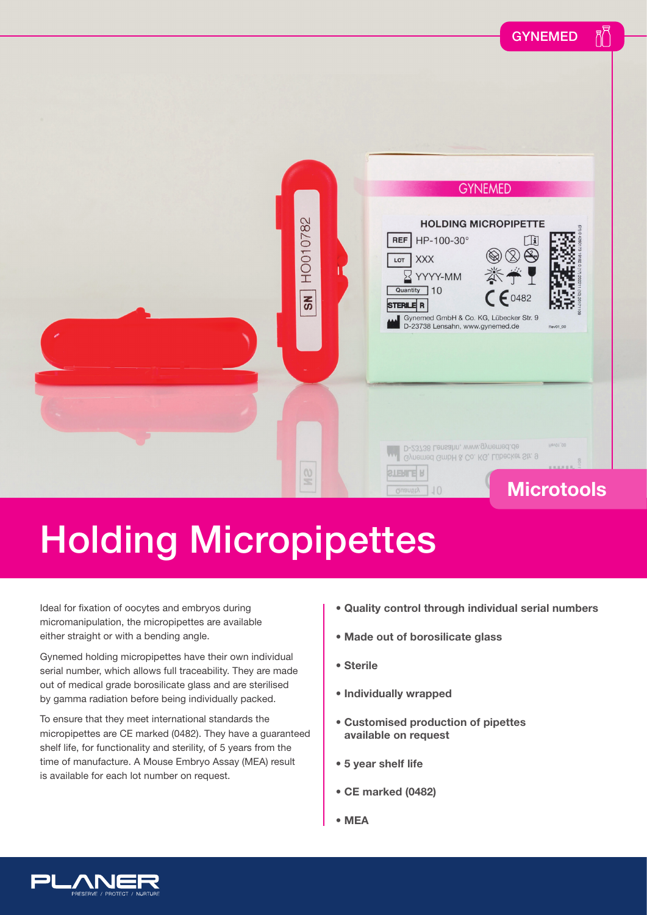GYNEMED

Microtools

# Holding Micropipettes

Ideal for fixation of oocytes and embryos during micromanipulation, the micropipettes are available either straight or with a bending angle.

Gynemed holding micropipettes have their own individual serial number, which allows full traceability. They are made out of medical grade borosilicate glass and are sterilised by gamma radiation before being individually packed.

To ensure that they meet international standards the micropipettes are CE marked (0482). They have a guaranteed shelf life, for functionality and sterility, of 5 years from the time of manufacture. A Mouse Embryo Assay (MEA) result is available for each lot number on request.

- **Quality control through individual serial numbers**
- **Made out of borosilicate glass**
- **Sterile**
- **Individually wrapped**
- **Customised production of pipettes available on request**
- **5 year shelf life**
- **CE marked (0482)**
- **MEA**

PLANER
PRESERVE / PROTECT / NURTURE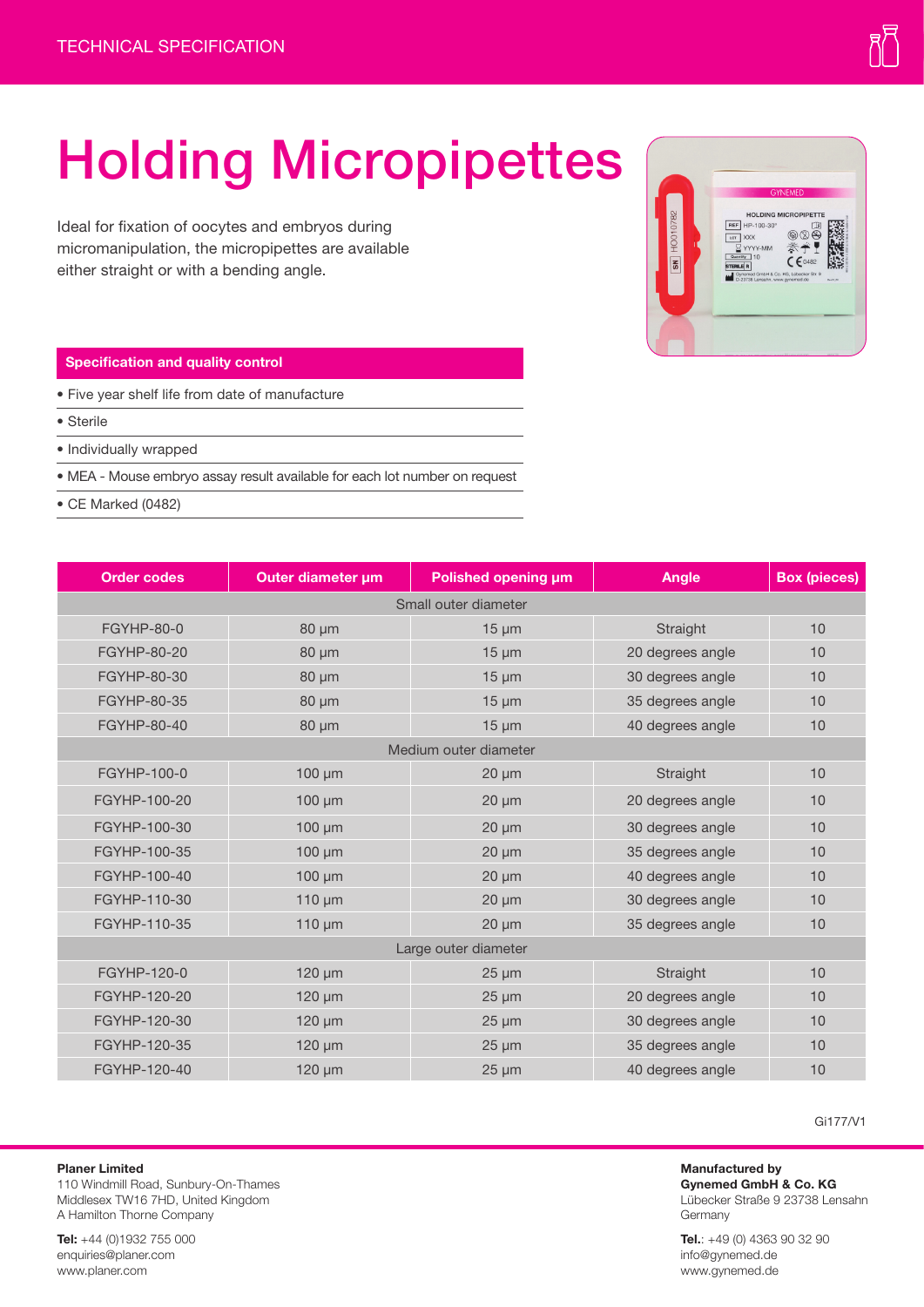TECHNICAL SPECIFICATION

# Holding Micropipettes

Ideal for fixation of oocytes and embryos during micromanipulation, the micropipettes are available either straight or with a bending angle.

## Specification and quality control

- Five year shelf life from date of manufacture
- Sterile
- Individually wrapped
- MEA - Mouse embryo assay result available for each lot number on request
- CE Marked (0482)

| Order codes | Outer diameter µm | Polished opening µm | Angle | Box (pieces) |
|---|---|---|---|---|
| Small outer diameter | | | | |
| FGYHP-80-0 | 80 µm | 15 µm | Straight | 10 |
| FGYHP-80-20 | 80 µm | 15 µm | 20 degrees angle | 10 |
| FGYHP-80-30 | 80 µm | 15 µm | 30 degrees angle | 10 |
| FGYHP-80-35 | 80 µm | 15 µm | 35 degrees angle | 10 |
| FGYHP-80-40 | 80 µm | 15 µm | 40 degrees angle | 10 |
| Medium outer diameter | | | | |
| FGYHP-100-0 | 100 µm | 20 µm | Straight | 10 |
| FGYHP-100-20 | 100 µm | 20 µm | 20 degrees angle | 10 |
| FGYHP-100-30 | 100 µm | 20 µm | 30 degrees angle | 10 |
| FGYHP-100-35 | 100 µm | 20 µm | 35 degrees angle | 10 |
| FGYHP-100-40 | 100 µm | 20 µm | 40 degrees angle | 10 |
| FGYHP-110-30 | 110 µm | 20 µm | 30 degrees angle | 10 |
| FGYHP-110-35 | 110 µm | 20 µm | 35 degrees angle | 10 |
| Large outer diameter | | | | |
| FGYHP-120-0 | 120 µm | 25 µm | Straight | 10 |
| FGYHP-120-20 | 120 µm | 25 µm | 20 degrees angle | 10 |
| FGYHP-120-30 | 120 µm | 25 µm | 30 degrees angle | 10 |
| FGYHP-120-35 | 120 µm | 25 µm | 35 degrees angle | 10 |
| FGYHP-120-40 | 120 µm | 25 µm | 40 degrees angle | 10 |

Gi177/V1

**Planer Limited**
110 Windmill Road, Sunbury-On-Thames
Middlesex TW16 7HD, United Kingdom
A Hamilton Thorne Company

**Tel:** +44 (0)1932 755 000
enquiries@planer.com
www.planer.com

**Manufactured by**
**Gynemed GmbH & Co. KG**
Lübecker Straße 9 23738 Lensahn
Germany

**Tel.**: +49 (0) 4363 90 32 90
info@gynemed.de
www.gynemed.de